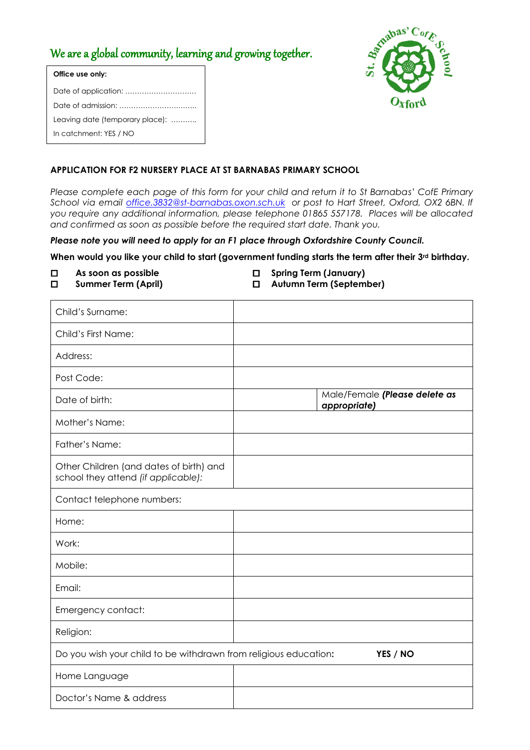We are a global community, learning and growing together.

| Office use only: |
|---|
| Date of application: ……………………….. |
| Date of admission: ………………………….. |
| Leaving date (temporary place): ……….. |
| In catchment: YES / NO |

St. Barnabas' CofE School Oxford

**APPLICATION FOR F2 NURSERY PLACE AT ST BARNABAS PRIMARY SCHOOL**

*Please complete each page of this form for your child and return it to St Barnabas' CofE Primary School via email office.3832@st-barnabas.oxon.sch.uk or post to Hart Street, Oxford, OX2 6BN. If you require any additional information, please telephone 01865 557178. Places will be allocated and confirmed as soon as possible before the required start date. Thank you.*

***Please note you will need to apply for an F1 place through Oxfordshire County Council.***

**When would you like your child to start (government funding starts the term after their 3rd birthday.**

- ☐ **As soon as possible**
- ☐ **Spring Term (January)**
- ☐ **Summer Term (April)**
- ☐ **Autumn Term (September)**

| | | |
|---|---|---|
| Child's Surname: | | |
| Child's First Name: | | |
| Address: | | |
| Post Code: | | |
| Date of birth: | | Male/Female ***(Please delete as appropriate)*** |
| Mother's Name: | | |
| Father's Name: | | |
| Other Children (and dates of birth) and school they attend *(if applicable)*: | | |
| Contact telephone numbers: | | |
| Home: | | |
| Work: | | |
| Mobile: | | |
| Email: | | |
| Emergency contact: | | |
| Religion: | | |
| Do you wish your child to be withdrawn from religious education: | | **YES / NO** |
| Home Language | | |
| Doctor's Name & address | | |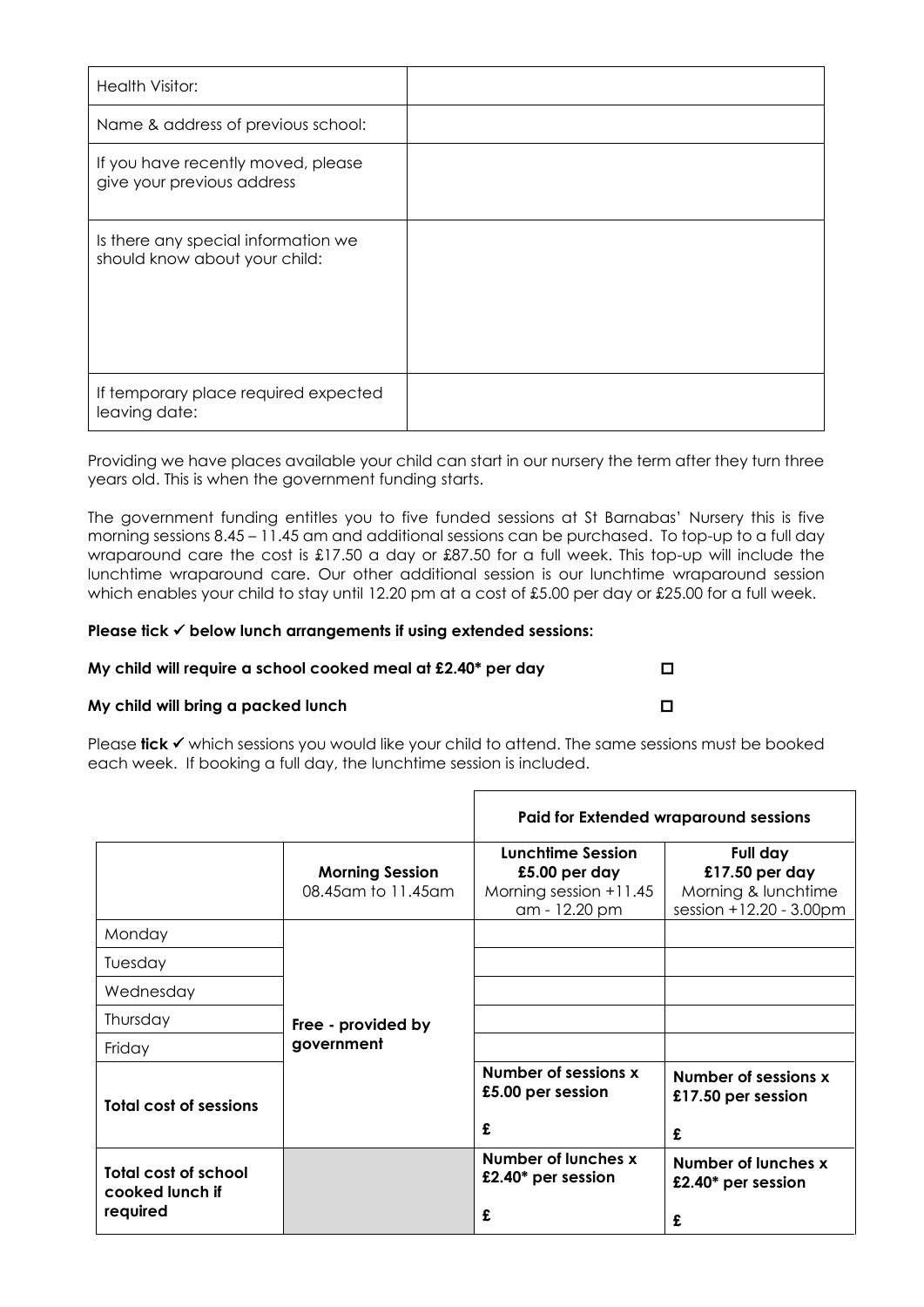| Health Visitor: | |
|---|---|
| Name & address of previous school: | |
| If you have recently moved, please give your previous address | |
| Is there any special information we should know about your child: | |
| If temporary place required expected leaving date: | |

Providing we have places available your child can start in our nursery the term after they turn three years old. This is when the government funding starts.

The government funding entitles you to five funded sessions at St Barnabas' Nursery this is five morning sessions 8.45 – 11.45 am and additional sessions can be purchased. To top-up to a full day wraparound care the cost is £17.50 a day or £87.50 for a full week. This top-up will include the lunchtime wraparound care. Our other additional session is our lunchtime wraparound session which enables your child to stay until 12.20 pm at a cost of £5.00 per day or £25.00 for a full week.

**Please tick ✓ below lunch arrangements if using extended sessions:**

**My child will require a school cooked meal at £2.40* per day** ☐

**My child will bring a packed lunch** ☐

Please **tick** ✓ which sessions you would like your child to attend. The same sessions must be booked each week. If booking a full day, the lunchtime session is included.

| | | **Paid for Extended wraparound sessions** | |
|---|---|---|---|
| | **Morning Session** 08.45am to 11.45am | **Lunchtime Session £5.00 per day** Morning session +11.45 am - 12.20 pm | **Full day £17.50 per day** Morning & lunchtime session +12.20 - 3.00pm |
| Monday | **Free - provided by government** | | |
| Tuesday | | | |
| Wednesday | | | |
| Thursday | | | |
| Friday | | | |
| **Total cost of sessions** | | **Number of sessions x £5.00 per session** **£** | **Number of sessions x £17.50 per session** **£** |
| **Total cost of school cooked lunch if required** | | **Number of lunches x £2.40* per session** **£** | **Number of lunches x £2.40* per session** **£** |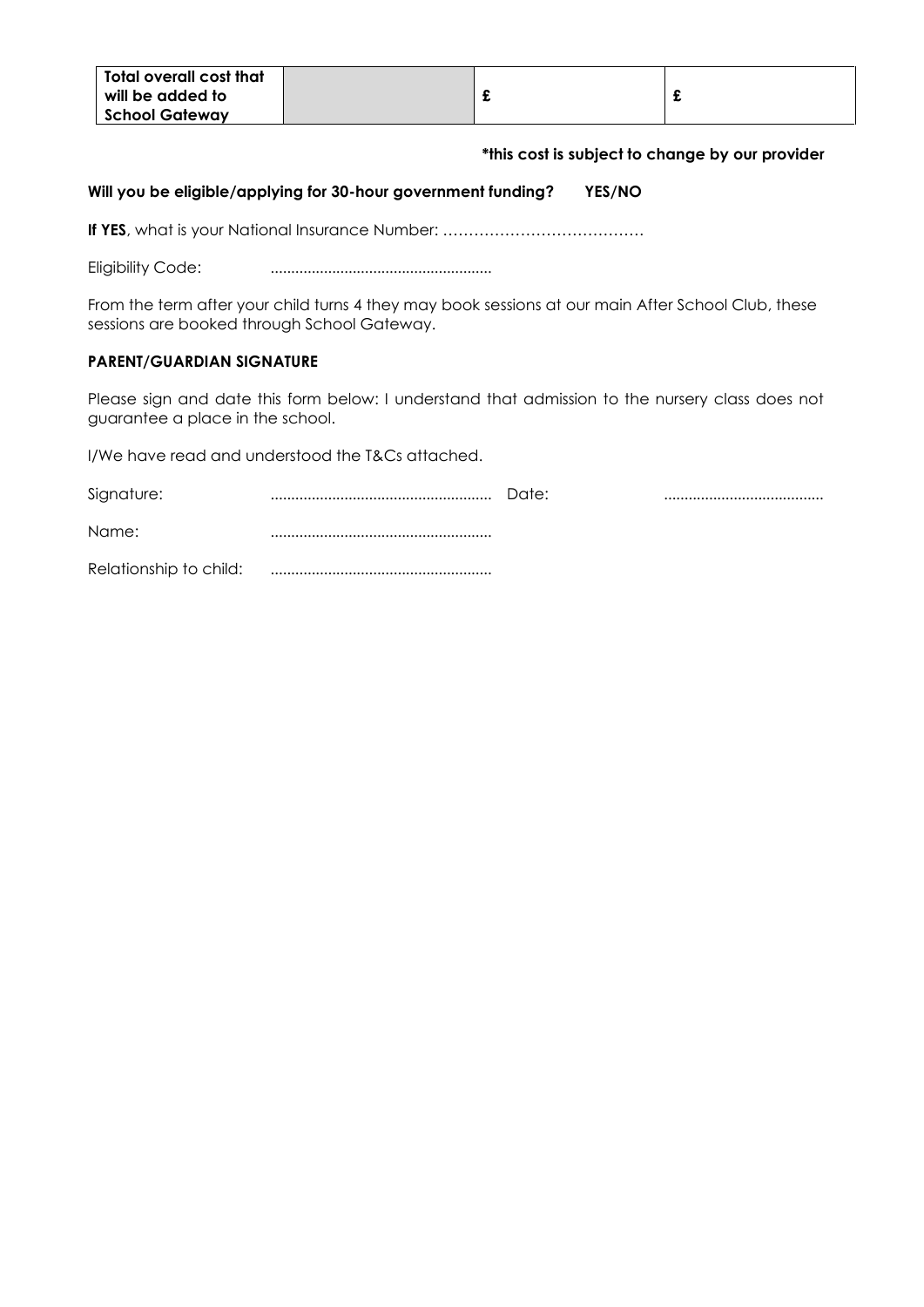| Total overall cost that will be added to School Gateway | | £ | £ |
|---|---|---|---|

**\*this cost is subject to change by our provider**

**Will you be eligible/applying for 30-hour government funding? YES/NO**

**If YES**, what is your National Insurance Number: …………………………………

Eligibility Code: ......................................................

From the term after your child turns 4 they may book sessions at our main After School Club, these sessions are booked through School Gateway.

**PARENT/GUARDIAN SIGNATURE**

Please sign and date this form below: I understand that admission to the nursery class does not guarantee a place in the school.

I/We have read and understood the T&Cs attached.

Signature: ...................................................... Date: .......................................

Name: ......................................................

Relationship to child: ......................................................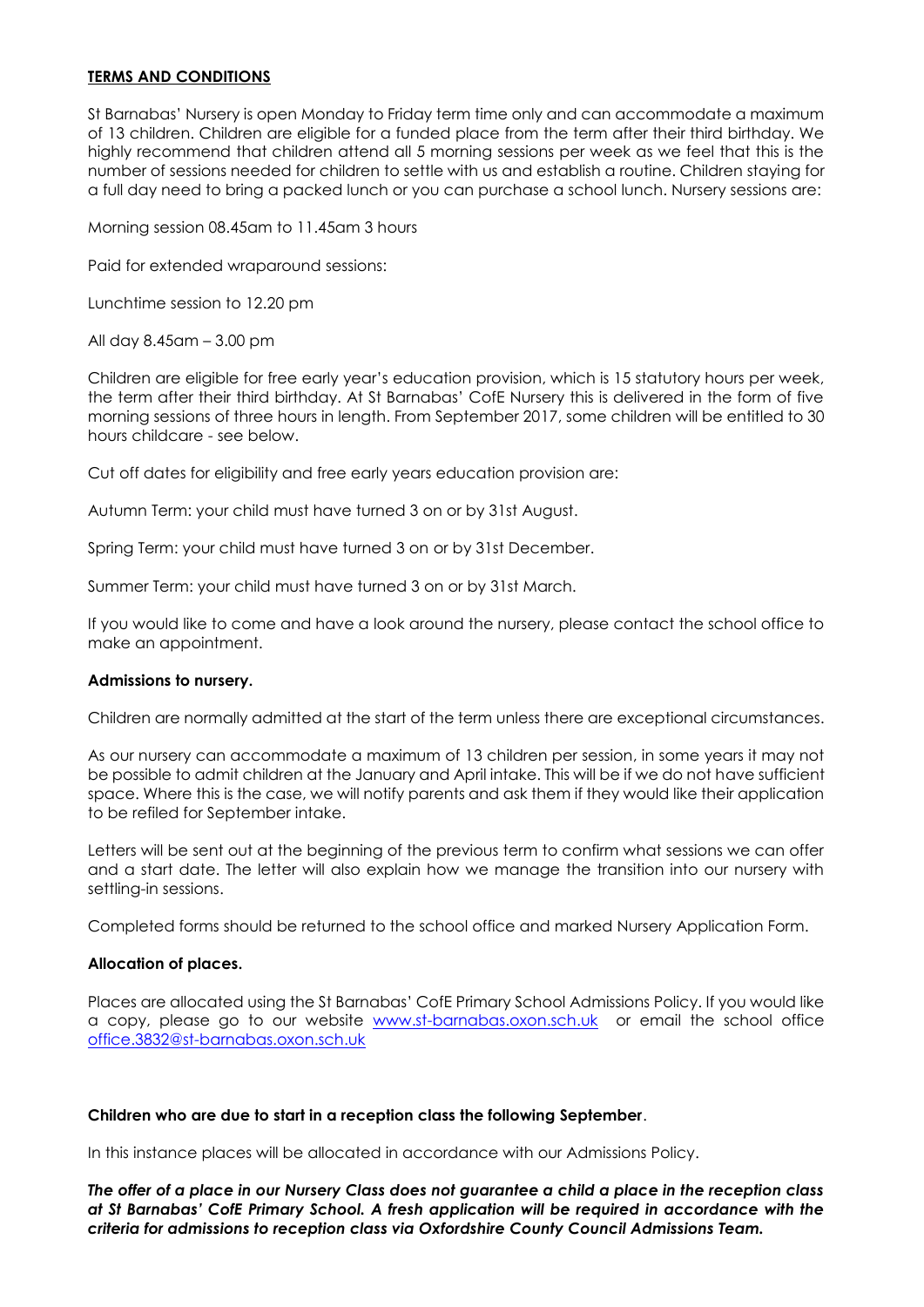**TERMS AND CONDITIONS**

St Barnabas' Nursery is open Monday to Friday term time only and can accommodate a maximum of 13 children. Children are eligible for a funded place from the term after their third birthday. We highly recommend that children attend all 5 morning sessions per week as we feel that this is the number of sessions needed for children to settle with us and establish a routine. Children staying for a full day need to bring a packed lunch or you can purchase a school lunch. Nursery sessions are:

Morning session 08.45am to 11.45am 3 hours

Paid for extended wraparound sessions:

Lunchtime session to 12.20 pm

All day 8.45am – 3.00 pm

Children are eligible for free early year's education provision, which is 15 statutory hours per week, the term after their third birthday. At St Barnabas' CofE Nursery this is delivered in the form of five morning sessions of three hours in length. From September 2017, some children will be entitled to 30 hours childcare - see below.

Cut off dates for eligibility and free early years education provision are:

Autumn Term: your child must have turned 3 on or by 31st August.

Spring Term: your child must have turned 3 on or by 31st December.

Summer Term: your child must have turned 3 on or by 31st March.

If you would like to come and have a look around the nursery, please contact the school office to make an appointment.

**Admissions to nursery.**

Children are normally admitted at the start of the term unless there are exceptional circumstances.

As our nursery can accommodate a maximum of 13 children per session, in some years it may not be possible to admit children at the January and April intake. This will be if we do not have sufficient space. Where this is the case, we will notify parents and ask them if they would like their application to be refiled for September intake.

Letters will be sent out at the beginning of the previous term to confirm what sessions we can offer and a start date. The letter will also explain how we manage the transition into our nursery with settling-in sessions.

Completed forms should be returned to the school office and marked Nursery Application Form.

**Allocation of places.**

Places are allocated using the St Barnabas' CofE Primary School Admissions Policy. If you would like a copy, please go to our website www.st-barnabas.oxon.sch.uk or email the school office office.3832@st-barnabas.oxon.sch.uk

**Children who are due to start in a reception class the following September**.

In this instance places will be allocated in accordance with our Admissions Policy.

***The offer of a place in our Nursery Class does not guarantee a child a place in the reception class at St Barnabas' CofE Primary School. A fresh application will be required in accordance with the criteria for admissions to reception class via Oxfordshire County Council Admissions Team.***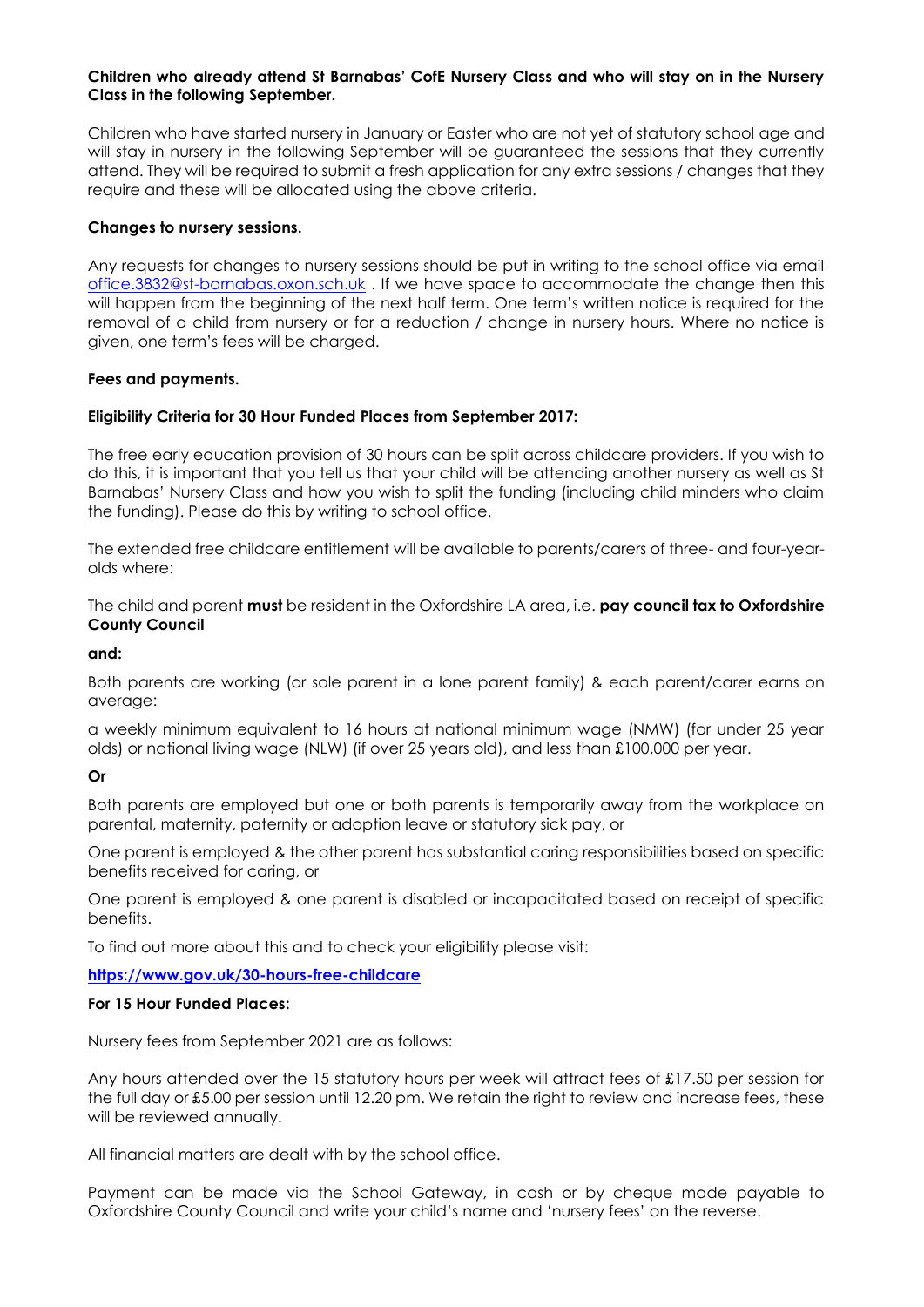**Children who already attend St Barnabas' CofE Nursery Class and who will stay on in the Nursery Class in the following September.**

Children who have started nursery in January or Easter who are not yet of statutory school age and will stay in nursery in the following September will be guaranteed the sessions that they currently attend. They will be required to submit a fresh application for any extra sessions / changes that they require and these will be allocated using the above criteria.

**Changes to nursery sessions.**

Any requests for changes to nursery sessions should be put in writing to the school office via email office.3832@st-barnabas.oxon.sch.uk . If we have space to accommodate the change then this will happen from the beginning of the next half term. One term's written notice is required for the removal of a child from nursery or for a reduction / change in nursery hours. Where no notice is given, one term's fees will be charged.

**Fees and payments.**

**Eligibility Criteria for 30 Hour Funded Places from September 2017:**

The free early education provision of 30 hours can be split across childcare providers. If you wish to do this, it is important that you tell us that your child will be attending another nursery as well as St Barnabas' Nursery Class and how you wish to split the funding (including child minders who claim the funding). Please do this by writing to school office.

The extended free childcare entitlement will be available to parents/carers of three- and four-year-olds where:

The child and parent **must** be resident in the Oxfordshire LA area, i.e. **pay council tax to Oxfordshire County Council**

**and:**

Both parents are working (or sole parent in a lone parent family) & each parent/carer earns on average:

a weekly minimum equivalent to 16 hours at national minimum wage (NMW) (for under 25 year olds) or national living wage (NLW) (if over 25 years old), and less than £100,000 per year.

**Or**

Both parents are employed but one or both parents is temporarily away from the workplace on parental, maternity, paternity or adoption leave or statutory sick pay, or

One parent is employed & the other parent has substantial caring responsibilities based on specific benefits received for caring, or

One parent is employed & one parent is disabled or incapacitated based on receipt of specific benefits.

To find out more about this and to check your eligibility please visit:

**https://www.gov.uk/30-hours-free-childcare**

**For 15 Hour Funded Places:**

Nursery fees from September 2021 are as follows:

Any hours attended over the 15 statutory hours per week will attract fees of £17.50 per session for the full day or £5.00 per session until 12.20 pm. We retain the right to review and increase fees, these will be reviewed annually.

All financial matters are dealt with by the school office.

Payment can be made via the School Gateway, in cash or by cheque made payable to Oxfordshire County Council and write your child's name and 'nursery fees' on the reverse.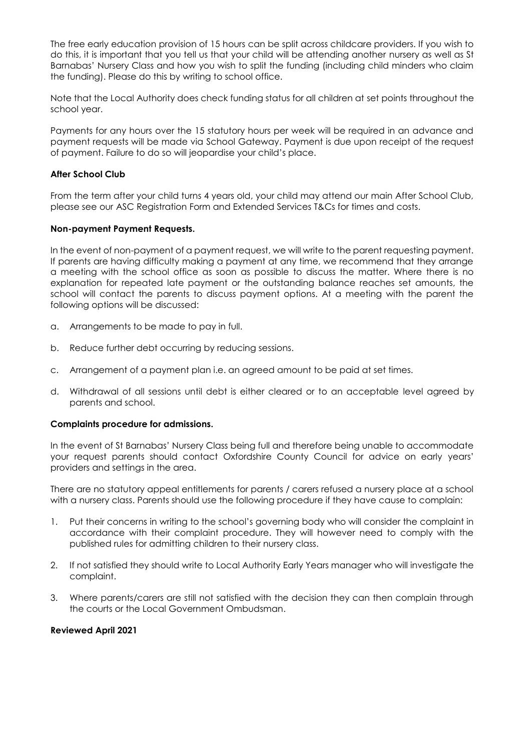The free early education provision of 15 hours can be split across childcare providers. If you wish to do this, it is important that you tell us that your child will be attending another nursery as well as St Barnabas' Nursery Class and how you wish to split the funding (including child minders who claim the funding). Please do this by writing to school office.

Note that the Local Authority does check funding status for all children at set points throughout the school year.

Payments for any hours over the 15 statutory hours per week will be required in an advance and payment requests will be made via School Gateway. Payment is due upon receipt of the request of payment. Failure to do so will jeopardise your child's place.

**After School Club**

From the term after your child turns 4 years old, your child may attend our main After School Club, please see our ASC Registration Form and Extended Services T&Cs for times and costs.

**Non-payment Payment Requests.**

In the event of non-payment of a payment request, we will write to the parent requesting payment. If parents are having difficulty making a payment at any time, we recommend that they arrange a meeting with the school office as soon as possible to discuss the matter. Where there is no explanation for repeated late payment or the outstanding balance reaches set amounts, the school will contact the parents to discuss payment options. At a meeting with the parent the following options will be discussed:

a. Arrangements to be made to pay in full.

b. Reduce further debt occurring by reducing sessions.

c. Arrangement of a payment plan i.e. an agreed amount to be paid at set times.

d. Withdrawal of all sessions until debt is either cleared or to an acceptable level agreed by parents and school.

**Complaints procedure for admissions.**

In the event of St Barnabas' Nursery Class being full and therefore being unable to accommodate your request parents should contact Oxfordshire County Council for advice on early years' providers and settings in the area.

There are no statutory appeal entitlements for parents / carers refused a nursery place at a school with a nursery class. Parents should use the following procedure if they have cause to complain:

1. Put their concerns in writing to the school's governing body who will consider the complaint in accordance with their complaint procedure. They will however need to comply with the published rules for admitting children to their nursery class.

2. If not satisfied they should write to Local Authority Early Years manager who will investigate the complaint.

3. Where parents/carers are still not satisfied with the decision they can then complain through the courts or the Local Government Ombudsman.

**Reviewed April 2021**